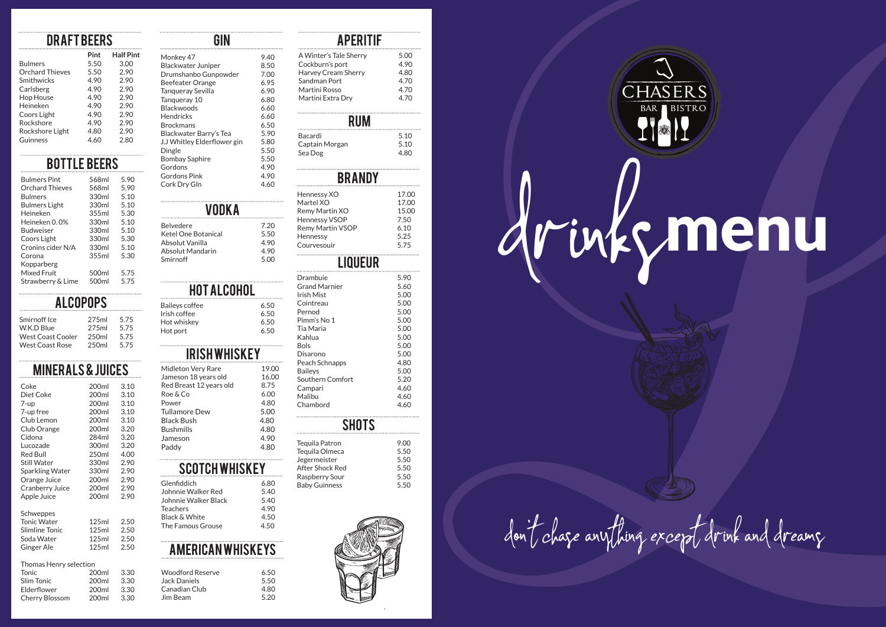# CHASERS BAR BISTRO

# drinks menu

*don't chase anything except drink and dreams*

## DRAFT BEERS

| | Pint | Half Pint |
|---|---|---|
| Bulmers | 5.50 | 3.00 |
| Orchard Thieves | 5.50 | 2.90 |
| Smithwicks | 4.90 | 2.90 |
| Carlsberg | 4.90 | 2.90 |
| Hop House | 4.90 | 2.90 |
| Heineken | 4.90 | 2.90 |
| Coors Light | 4.90 | 2.90 |
| Rockshore | 4.90 | 2.90 |
| Rockshore Light | 4.80 | 2.90 |
| Guinness | 4.60 | 2.80 |

## BOTTLE BEERS

| | | |
|---|---|---|
| Bulmers Pint | 568ml | 5.90 |
| Orchard Thieves | 568ml | 5.90 |
| Bulmers | 330ml | 5.10 |
| Bulmers Light | 330ml | 5.10 |
| Heineken | 355ml | 5.30 |
| Heineken 0.0% | 330ml | 5.10 |
| Budweiser | 330ml | 5.10 |
| Coors Light | 330ml | 5.10 |
| Cronins cider N/A | 330ml | 5.10 |
| Corona | 355ml | 5.30 |
| Kopparberg | | |
| Mixed Fruit | 500ml | 5.75 |
| Strawberry & Lime | 500ml | 5.75 |

## ALCOPOPS

| | | |
|---|---|---|
| Smirnoff Ice | 275ml | 5.75 |
| W.K.D Blue | 275ml | 5.75 |
| West Coast Cooler | 250ml | 5.75 |
| West Coast Rose | 250ml | 5.75 |

## MINERALS & JUICES

| | | |
|---|---|---|
| Coke | 200ml | 3.10 |
| Diet Coke | 200ml | 3.10 |
| 7-up | 200ml | 3.10 |
| 7-up free | 200ml | 3.10 |
| Club Lemon | 200ml | 3.10 |
| Club Orange | 200ml | 3.20 |
| Cidona | 284ml | 3.20 |
| Lucozade | 300ml | 3.20 |
| Red Bull | 250ml | 4.00 |
| Still Water | 330ml | 2.90 |
| Sparkling Water | 330ml | 2.90 |
| Orange Juice | 200ml | 2.90 |
| Cranberry Juice | 200ml | 2.90 |
| Apple Juice | 200ml | 2.90 |
| **Schweppes** | | |
| Tonic Water | 125ml | 2.50 |
| Slimline Tonic | 125ml | 2.50 |
| Soda Water | 125ml | 2.50 |
| Ginger Ale | 125ml | 2.50 |
| **Thomas Henry selection** | | |
| Tonic | 200ml | 3.30 |
| Slim Tonic | 200ml | 3.30 |
| Elderflower | 200ml | 3.30 |
| Cherry Blossom | 200ml | 3.30 |

## GIN

| | |
|---|---|
| Monkey 47 | 9.40 |
| Blackwater Juniper | 8.50 |
| Drumshanbo Gunpowder | 7.00 |
| Beefeater Orange | 6.95 |
| Tanqueray Sevilla | 6.90 |
| Tanqueray 10 | 6.80 |
| Blackwoods | 6.60 |
| Hendricks | 6.60 |
| Brockmans | 6.50 |
| Blackwater Barry's Tea | 5.90 |
| J.J Whitley Elderflower gin | 5.80 |
| Dingle | 5.50 |
| Bombay Saphire | 5.50 |
| Gordons | 4.90 |
| Gordons Pink | 4.90 |
| Cork Dry GIn | 4.60 |

## VODKA

| | |
|---|---|
| Belvedere | 7.20 |
| Ketel One Botanical | 5.50 |
| Absolut Vanilla | 4.90 |
| Absolut Mandarin | 4.90 |
| Smirnoff | 5.00 |

## HOT ALCOHOL

| | |
|---|---|
| Baileys coffee | 6.50 |
| Irish coffee | 6.50 |
| Hot whiskey | 6.50 |
| Hot port | 6.50 |

## IRISH WHISKEY

| | |
|---|---|
| Midleton Very Rare | 19.00 |
| Jameson 18 years old | 16.00 |
| Red Breast 12 years old | 8.75 |
| Roe & Co | 6.00 |
| Power | 4.80 |
| Tullamore Dew | 5.00 |
| Black Bush | 4.80 |
| Bushmills | 4.80 |
| Jameson | 4.90 |
| Paddy | 4.80 |

## SCOTCH WHISKEY

| | |
|---|---|
| Glenfiddich | 6.80 |
| Johnnie Walker Red | 5.40 |
| Johnnie Walker Black | 5.40 |
| Teachers | 4.90 |
| Black & White | 4.50 |
| The Famous Grouse | 4.50 |

## AMERICAN WHISKEYS

| | |
|---|---|
| Woodford Reserve | 6.50 |
| Jack Daniels | 5.50 |
| Canadian Club | 4.80 |
| Jim Beam | 5.20 |

## APERITIF

| | |
|---|---|
| A Winter's Tale Sherry | 5.00 |
| Cockburn's port | 4.90 |
| Harvey Cream Sherry | 4.80 |
| Sandman Port | 4.70 |
| Martini Rosso | 4.70 |
| Martini Extra Dry | 4.70 |

## RUM

| | |
|---|---|
| Bacardi | 5.10 |
| Captain Morgan | 5.10 |
| Sea Dog | 4.80 |

## BRANDY

| | |
|---|---|
| Hennessy XO | 17.00 |
| Martel XO | 17.00 |
| Remy Martin XO | 15.00 |
| Hennessy VSOP | 7.50 |
| Remy Martin VSOP | 6.10 |
| Hennessy | 5.25 |
| Courvesouir | 5.75 |

## LIQUEUR

| | |
|---|---|
| Drambuie | 5.90 |
| Grand Marnier | 5.60 |
| Irish Mist | 5.00 |
| Cointreau | 5.00 |
| Pernod | 5.00 |
| Pimm's No 1 | 5.00 |
| Tia Maria | 5.00 |
| Kahlua | 5.00 |
| Bols | 5.00 |
| Disarono | 5.00 |
| Peach Schnapps | 4.80 |
| Baileys | 5.00 |
| Southern Comfort | 5.20 |
| Campari | 4.60 |
| Malibu | 4.60 |
| Chambord | 4.60 |

## SHOTS

| | |
|---|---|
| Tequila Patron | 9.00 |
| Tequila Olmeca | 5.50 |
| Jegermeister | 5.50 |
| After Shock Red | 5.50 |
| Raspberry Sour | 5.50 |
| Baby Guinness | 5.50 |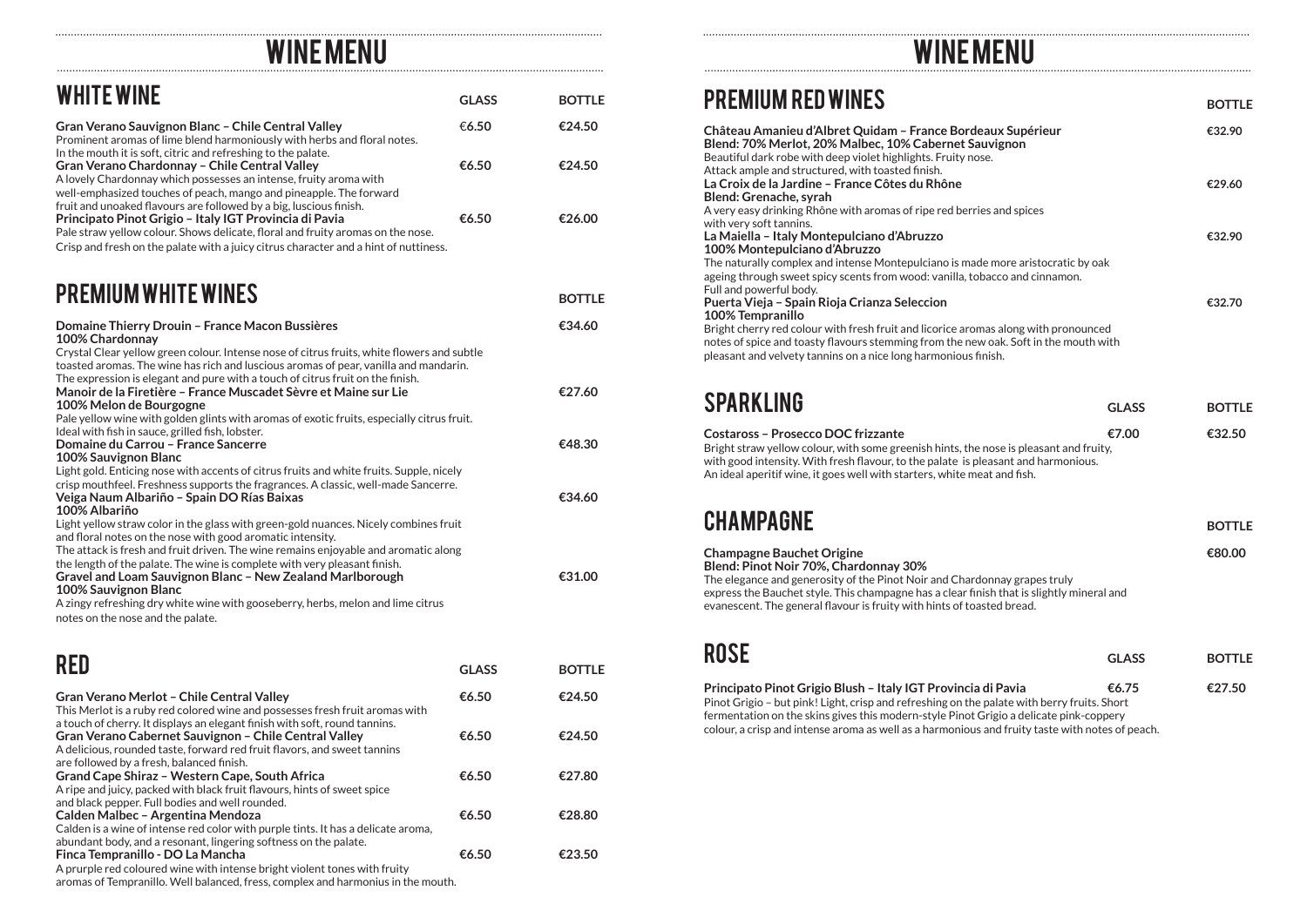# WINE MENU

## WHITE WINE

| | GLASS | BOTTLE |
|---|---|---|
| **Gran Verano Sauvignon Blanc – Chile Central Valley** | €6.50 | €24.50 |
| **Gran Verano Chardonnay – Chile Central Valley** | €6.50 | €24.50 |
| **Principato Pinot Grigio – Italy IGT Provincia di Pavia** | €6.50 | €26.00 |

**Gran Verano Sauvignon Blanc – Chile Central Valley** — Prominent aromas of lime blend harmoniously with herbs and floral notes. In the mouth it is soft, citric and refreshing to the palate.

**Gran Verano Chardonnay – Chile Central Valley** — A lovely Chardonnay which possesses an intense, fruity aroma with well-emphasized touches of peach, mango and pineapple. The forward fruit and unoaked flavours are followed by a big, luscious finish.

**Principato Pinot Grigio – Italy IGT Provincia di Pavia** — Pale straw yellow colour. Shows delicate, floral and fruity aromas on the nose. Crisp and fresh on the palate with a juicy citrus character and a hint of nuttiness.

## PREMIUM WHITE WINES

**BOTTLE**

**Domaine Thierry Drouin – France Macon Bussières** — €34.60
**100% Chardonnay**
Crystal Clear yellow green colour. Intense nose of citrus fruits, white flowers and subtle toasted aromas. The wine has rich and luscious aromas of pear, vanilla and mandarin. The expression is elegant and pure with a touch of citrus fruit on the finish.

**Manoir de la Firetière – France Muscadet Sèvre et Maine sur Lie** — €27.60
**100% Melon de Bourgogne**
Pale yellow wine with golden glints with aromas of exotic fruits, especially citrus fruit. Ideal with fish in sauce, grilled fish, lobster.

**Domaine du Carrou – France Sancerre** — €48.30
**100% Sauvignon Blanc**
Light gold. Enticing nose with accents of citrus fruits and white fruits. Supple, nicely crisp mouthfeel. Freshness supports the fragrances. A classic, well-made Sancerre.

**Veiga Naum Albariño – Spain DO Rías Baixas** — €34.60
**100% Albariño**
Light yellow straw color in the glass with green-gold nuances. Nicely combines fruit and floral notes on the nose with good aromatic intensity. The attack is fresh and fruit driven. The wine remains enjoyable and aromatic along the length of the palate. The wine is complete with very pleasant finish.

**Gravel and Loam Sauvignon Blanc – New Zealand Marlborough** — €31.00
**100% Sauvignon Blanc**
A zingy refreshing dry white wine with gooseberry, herbs, melon and lime citrus notes on the nose and the palate.

## RED

| | GLASS | BOTTLE |
|---|---|---|
| **Gran Verano Merlot – Chile Central Valley** | €6.50 | €24.50 |
| **Gran Verano Cabernet Sauvignon – Chile Central Valley** | €6.50 | €24.50 |
| **Grand Cape Shiraz – Western Cape, South Africa** | €6.50 | €27.80 |
| **Calden Malbec – Argentina Mendoza** | €6.50 | €28.80 |
| **Finca Tempranillo - DO La Mancha** | €6.50 | €23.50 |

**Gran Verano Merlot – Chile Central Valley** — This Merlot is a ruby red colored wine and possesses fresh fruit aromas with a touch of cherry. It displays an elegant finish with soft, round tannins.

**Gran Verano Cabernet Sauvignon – Chile Central Valley** — A delicious, rounded taste, forward red fruit flavors, and sweet tannins are followed by a fresh, balanced finish.

**Grand Cape Shiraz – Western Cape, South Africa** — A ripe and juicy, packed with black fruit flavours, hints of sweet spice and black pepper. Full bodies and well rounded.

**Calden Malbec – Argentina Mendoza** — Calden is a wine of intense red color with purple tints. It has a delicate aroma, abundant body, and a resonant, lingering softness on the palate.

**Finca Tempranillo - DO La Mancha** — A prurple red coloured wine with intense bright violent tones with fruity aromas of Tempranillo. Well balanced, fress, complex and harmonius in the mouth.

# WINE MENU

## PREMIUM RED WINES

**BOTTLE**

**Château Amanieu d'Albret Quidam – France Bordeaux Supérieur** — €32.90
**Blend: 70% Merlot, 20% Malbec, 10% Cabernet Sauvignon**
Beautiful dark robe with deep violet highlights. Fruity nose. Attack ample and structured, with toasted finish.

**La Croix de la Jardine – France Côtes du Rhône** — €29.60
**Blend: Grenache, syrah**
A very easy drinking Rhône with aromas of ripe red berries and spices with very soft tannins.

**La Maiella – Italy Montepulciano d'Abruzzo** — €32.90
**100% Montepulciano d'Abruzzo**
The naturally complex and intense Montepulciano is made more aristocratic by oak ageing through sweet spicy scents from wood: vanilla, tobacco and cinnamon. Full and powerful body.

**Puerta Vieja – Spain Rioja Crianza Seleccion** — €32.70
**100% Tempranillo**
Bright cherry red colour with fresh fruit and licorice aromas along with pronounced notes of spice and toasty flavours stemming from the new oak. Soft in the mouth with pleasant and velvety tannins on a nice long harmonious finish.

## SPARKLING

| | GLASS | BOTTLE |
|---|---|---|
| **Costaross – Prosecco DOC frizzante** | €7.00 | €32.50 |

Bright straw yellow colour, with some greenish hints, the nose is pleasant and fruity, with good intensity. With fresh flavour, to the palate is pleasant and harmonious. An ideal aperitif wine, it goes well with starters, white meat and fish.

## CHAMPAGNE

**BOTTLE**

**Champagne Bauchet Origine** — €80.00
**Blend: Pinot Noir 70%, Chardonnay 30%**
The elegance and generosity of the Pinot Noir and Chardonnay grapes truly express the Bauchet style. This champagne has a clear finish that is slightly mineral and evanescent. The general flavour is fruity with hints of toasted bread.

## ROSE

| | GLASS | BOTTLE |
|---|---|---|
| **Principato Pinot Grigio Blush – Italy IGT Provincia di Pavia** | €6.75 | €27.50 |

Pinot Grigio – but pink! Light, crisp and refreshing on the palate with berry fruits. Short fermentation on the skins gives this modern-style Pinot Grigio a delicate pink-coppery colour, a crisp and intense aroma as well as a harmonious and fruity taste with notes of peach.